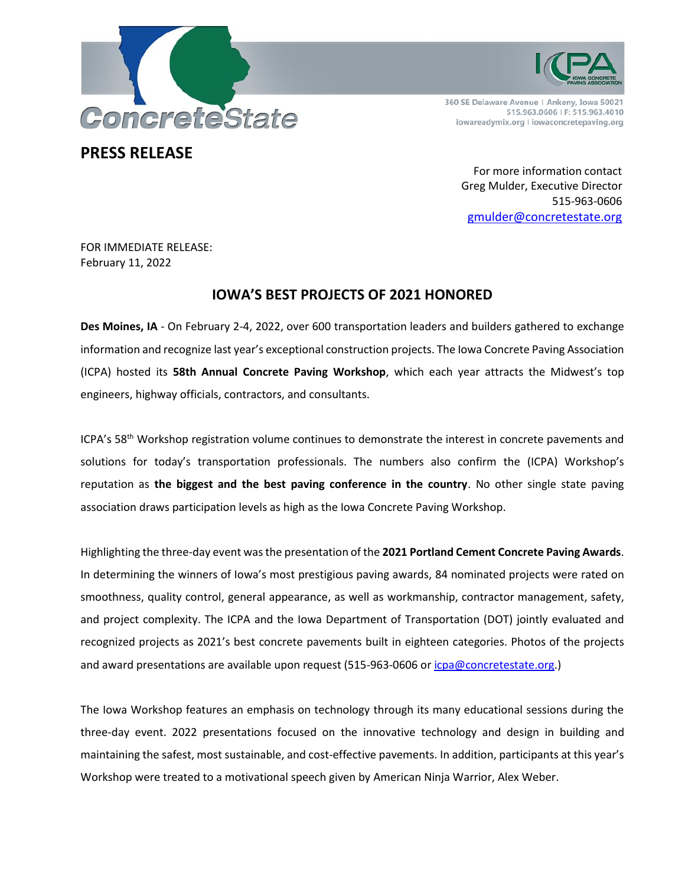ConcreteState

ICPA IOWA CONCRETE PAVING ASSOCIATION

360 SE Delaware Avenue | Ankeny, Iowa 50021
515.963.0606 | F: 515.963.4010
iowareadymix.org | iowaconcretepaving.org

# PRESS RELEASE

For more information contact
Greg Mulder, Executive Director
515-963-0606
gmulder@concretestate.org

FOR IMMEDIATE RELEASE:
February 11, 2022

## IOWA'S BEST PROJECTS OF 2021 HONORED

**Des Moines, IA** - On February 2-4, 2022, over 600 transportation leaders and builders gathered to exchange information and recognize last year's exceptional construction projects. The Iowa Concrete Paving Association (ICPA) hosted its **58th Annual Concrete Paving Workshop**, which each year attracts the Midwest's top engineers, highway officials, contractors, and consultants.

ICPA's 58th Workshop registration volume continues to demonstrate the interest in concrete pavements and solutions for today's transportation professionals. The numbers also confirm the (ICPA) Workshop's reputation as **the biggest and the best paving conference in the country**. No other single state paving association draws participation levels as high as the Iowa Concrete Paving Workshop.

Highlighting the three-day event was the presentation of the **2021 Portland Cement Concrete Paving Awards**. In determining the winners of Iowa's most prestigious paving awards, 84 nominated projects were rated on smoothness, quality control, general appearance, as well as workmanship, contractor management, safety, and project complexity. The ICPA and the Iowa Department of Transportation (DOT) jointly evaluated and recognized projects as 2021's best concrete pavements built in eighteen categories. Photos of the projects and award presentations are available upon request (515-963-0606 or icpa@concretestate.org.)

The Iowa Workshop features an emphasis on technology through its many educational sessions during the three-day event. 2022 presentations focused on the innovative technology and design in building and maintaining the safest, most sustainable, and cost-effective pavements. In addition, participants at this year's Workshop were treated to a motivational speech given by American Ninja Warrior, Alex Weber.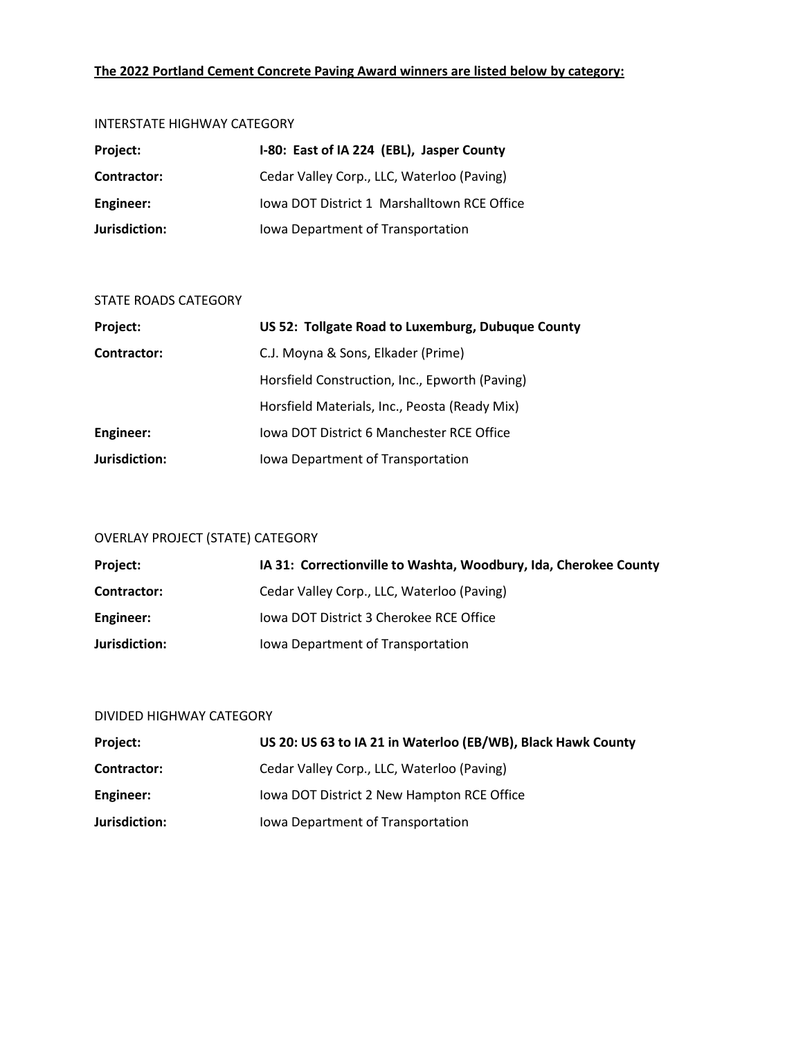**The 2022 Portland Cement Concrete Paving Award winners are listed below by category:**

INTERSTATE HIGHWAY CATEGORY

| | |
|---|---|
| **Project:** | **I-80: East of IA 224 (EBL), Jasper County** |
| **Contractor:** | Cedar Valley Corp., LLC, Waterloo (Paving) |
| **Engineer:** | Iowa DOT District 1 Marshalltown RCE Office |
| **Jurisdiction:** | Iowa Department of Transportation |

STATE ROADS CATEGORY

| | |
|---|---|
| **Project:** | **US 52: Tollgate Road to Luxemburg, Dubuque County** |
| **Contractor:** | C.J. Moyna & Sons, Elkader (Prime) |
| | Horsfield Construction, Inc., Epworth (Paving) |
| | Horsfield Materials, Inc., Peosta (Ready Mix) |
| **Engineer:** | Iowa DOT District 6 Manchester RCE Office |
| **Jurisdiction:** | Iowa Department of Transportation |

OVERLAY PROJECT (STATE) CATEGORY

| | |
|---|---|
| **Project:** | **IA 31: Correctionville to Washta, Woodbury, Ida, Cherokee County** |
| **Contractor:** | Cedar Valley Corp., LLC, Waterloo (Paving) |
| **Engineer:** | Iowa DOT District 3 Cherokee RCE Office |
| **Jurisdiction:** | Iowa Department of Transportation |

DIVIDED HIGHWAY CATEGORY

| | |
|---|---|
| **Project:** | **US 20: US 63 to IA 21 in Waterloo (EB/WB), Black Hawk County** |
| **Contractor:** | Cedar Valley Corp., LLC, Waterloo (Paving) |
| **Engineer:** | Iowa DOT District 2 New Hampton RCE Office |
| **Jurisdiction:** | Iowa Department of Transportation |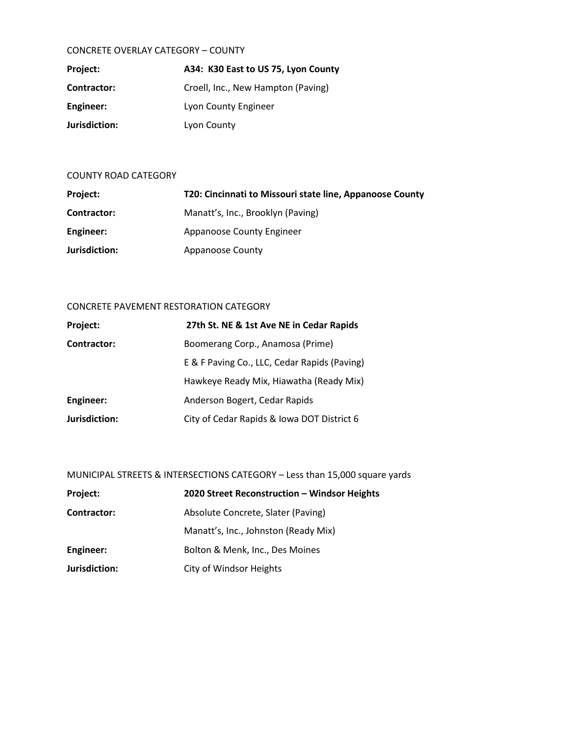CONCRETE OVERLAY CATEGORY – COUNTY

| | |
|---|---|
| **Project:** | **A34: K30 East to US 75, Lyon County** |
| **Contractor:** | Croell, Inc., New Hampton (Paving) |
| **Engineer:** | Lyon County Engineer |
| **Jurisdiction:** | Lyon County |

COUNTY ROAD CATEGORY

| | |
|---|---|
| **Project:** | **T20: Cincinnati to Missouri state line, Appanoose County** |
| **Contractor:** | Manatt's, Inc., Brooklyn (Paving) |
| **Engineer:** | Appanoose County Engineer |
| **Jurisdiction:** | Appanoose County |

CONCRETE PAVEMENT RESTORATION CATEGORY

| | |
|---|---|
| **Project:** | **27th St. NE & 1st Ave NE in Cedar Rapids** |
| **Contractor:** | Boomerang Corp., Anamosa (Prime) |
| | E & F Paving Co., LLC, Cedar Rapids (Paving) |
| | Hawkeye Ready Mix, Hiawatha (Ready Mix) |
| **Engineer:** | Anderson Bogert, Cedar Rapids |
| **Jurisdiction:** | City of Cedar Rapids & Iowa DOT District 6 |

MUNICIPAL STREETS & INTERSECTIONS CATEGORY – Less than 15,000 square yards

| | |
|---|---|
| **Project:** | **2020 Street Reconstruction – Windsor Heights** |
| **Contractor:** | Absolute Concrete, Slater (Paving) |
| | Manatt's, Inc., Johnston (Ready Mix) |
| **Engineer:** | Bolton & Menk, Inc., Des Moines |
| **Jurisdiction:** | City of Windsor Heights |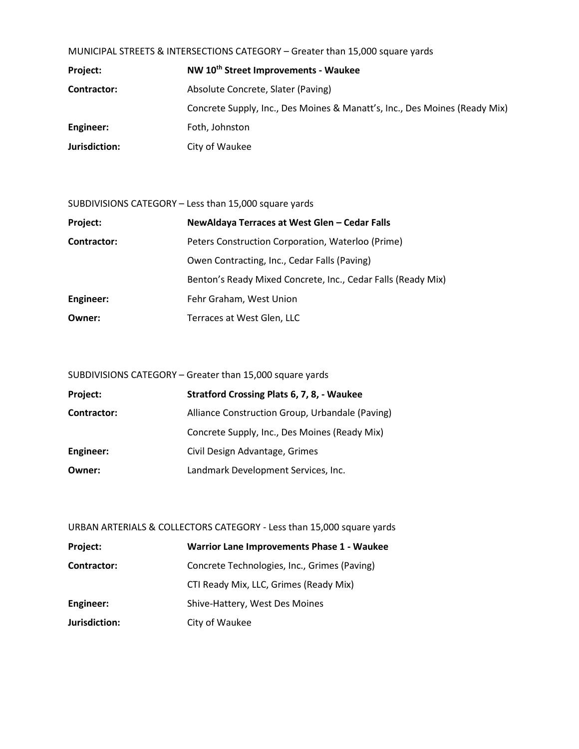MUNICIPAL STREETS & INTERSECTIONS CATEGORY – Greater than 15,000 square yards

| | |
|---|---|
| **Project:** | **NW 10th Street Improvements - Waukee** |
| **Contractor:** | Absolute Concrete, Slater (Paving) |
| | Concrete Supply, Inc., Des Moines & Manatt's, Inc., Des Moines (Ready Mix) |
| **Engineer:** | Foth, Johnston |
| **Jurisdiction:** | City of Waukee |

SUBDIVISIONS CATEGORY – Less than 15,000 square yards

| | |
|---|---|
| **Project:** | **NewAldaya Terraces at West Glen – Cedar Falls** |
| **Contractor:** | Peters Construction Corporation, Waterloo (Prime) |
| | Owen Contracting, Inc., Cedar Falls (Paving) |
| | Benton's Ready Mixed Concrete, Inc., Cedar Falls (Ready Mix) |
| **Engineer:** | Fehr Graham, West Union |
| **Owner:** | Terraces at West Glen, LLC |

SUBDIVISIONS CATEGORY – Greater than 15,000 square yards

| | |
|---|---|
| **Project:** | **Stratford Crossing Plats 6, 7, 8, - Waukee** |
| **Contractor:** | Alliance Construction Group, Urbandale (Paving) |
| | Concrete Supply, Inc., Des Moines (Ready Mix) |
| **Engineer:** | Civil Design Advantage, Grimes |
| **Owner:** | Landmark Development Services, Inc. |

URBAN ARTERIALS & COLLECTORS CATEGORY - Less than 15,000 square yards

| | |
|---|---|
| **Project:** | **Warrior Lane Improvements Phase 1 - Waukee** |
| **Contractor:** | Concrete Technologies, Inc., Grimes (Paving) |
| | CTI Ready Mix, LLC, Grimes (Ready Mix) |
| **Engineer:** | Shive-Hattery, West Des Moines |
| **Jurisdiction:** | City of Waukee |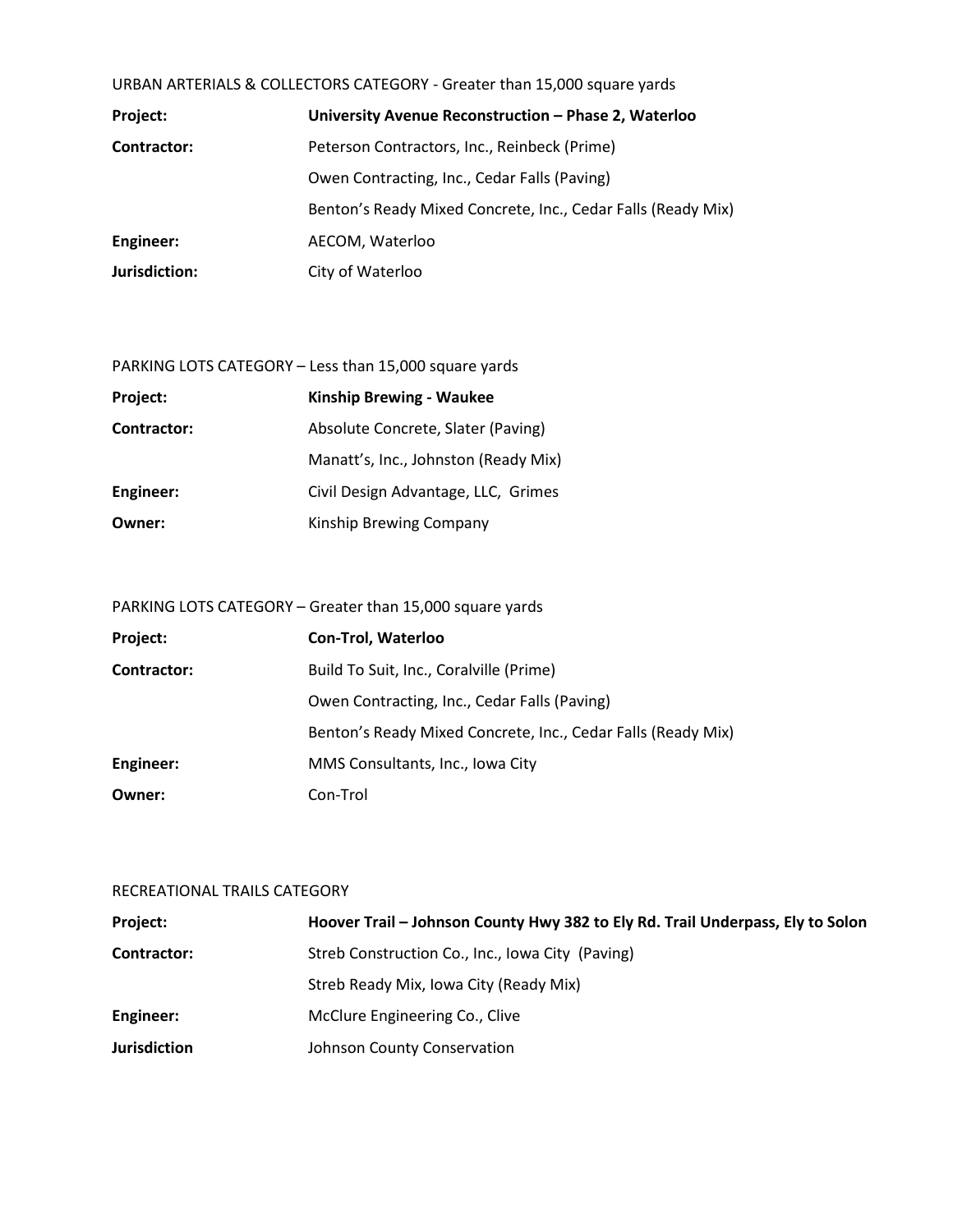URBAN ARTERIALS & COLLECTORS CATEGORY - Greater than 15,000 square yards

| | |
|---|---|
| **Project:** | **University Avenue Reconstruction – Phase 2, Waterloo** |
| **Contractor:** | Peterson Contractors, Inc., Reinbeck (Prime) |
| | Owen Contracting, Inc., Cedar Falls (Paving) |
| | Benton's Ready Mixed Concrete, Inc., Cedar Falls (Ready Mix) |
| **Engineer:** | AECOM, Waterloo |
| **Jurisdiction:** | City of Waterloo |

PARKING LOTS CATEGORY – Less than 15,000 square yards

| | |
|---|---|
| **Project:** | **Kinship Brewing - Waukee** |
| **Contractor:** | Absolute Concrete, Slater (Paving) |
| | Manatt's, Inc., Johnston (Ready Mix) |
| **Engineer:** | Civil Design Advantage, LLC, Grimes |
| **Owner:** | Kinship Brewing Company |

PARKING LOTS CATEGORY – Greater than 15,000 square yards

| | |
|---|---|
| **Project:** | **Con-Trol, Waterloo** |
| **Contractor:** | Build To Suit, Inc., Coralville (Prime) |
| | Owen Contracting, Inc., Cedar Falls (Paving) |
| | Benton's Ready Mixed Concrete, Inc., Cedar Falls (Ready Mix) |
| **Engineer:** | MMS Consultants, Inc., Iowa City |
| **Owner:** | Con-Trol |

RECREATIONAL TRAILS CATEGORY

| | |
|---|---|
| **Project:** | **Hoover Trail – Johnson County Hwy 382 to Ely Rd. Trail Underpass, Ely to Solon** |
| **Contractor:** | Streb Construction Co., Inc., Iowa City (Paving) |
| | Streb Ready Mix, Iowa City (Ready Mix) |
| **Engineer:** | McClure Engineering Co., Clive |
| **Jurisdiction** | Johnson County Conservation |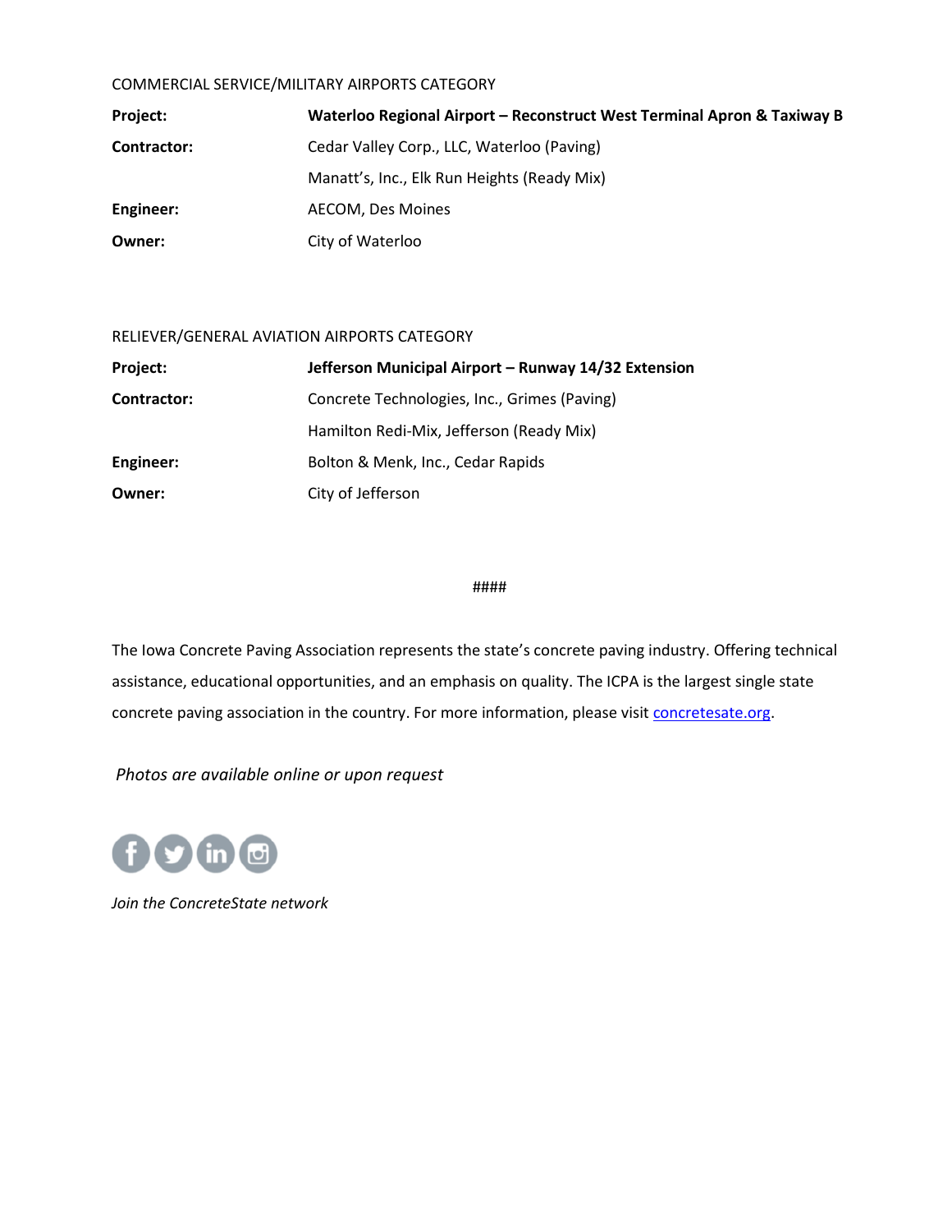COMMERCIAL SERVICE/MILITARY AIRPORTS CATEGORY

| | |
|---|---|
| **Project:** | **Waterloo Regional Airport – Reconstruct West Terminal Apron & Taxiway B** |
| **Contractor:** | Cedar Valley Corp., LLC, Waterloo (Paving) |
| | Manatt's, Inc., Elk Run Heights (Ready Mix) |
| **Engineer:** | AECOM, Des Moines |
| **Owner:** | City of Waterloo |

RELIEVER/GENERAL AVIATION AIRPORTS CATEGORY

| | |
|---|---|
| **Project:** | **Jefferson Municipal Airport – Runway 14/32 Extension** |
| **Contractor:** | Concrete Technologies, Inc., Grimes (Paving) |
| | Hamilton Redi-Mix, Jefferson (Ready Mix) |
| **Engineer:** | Bolton & Menk, Inc., Cedar Rapids |
| **Owner:** | City of Jefferson |

####

The Iowa Concrete Paving Association represents the state's concrete paving industry. Offering technical assistance, educational opportunities, and an emphasis on quality. The ICPA is the largest single state concrete paving association in the country. For more information, please visit [concretesate.org](concretesate.org).

*Photos are available online or upon request*

*Join the ConcreteState network*